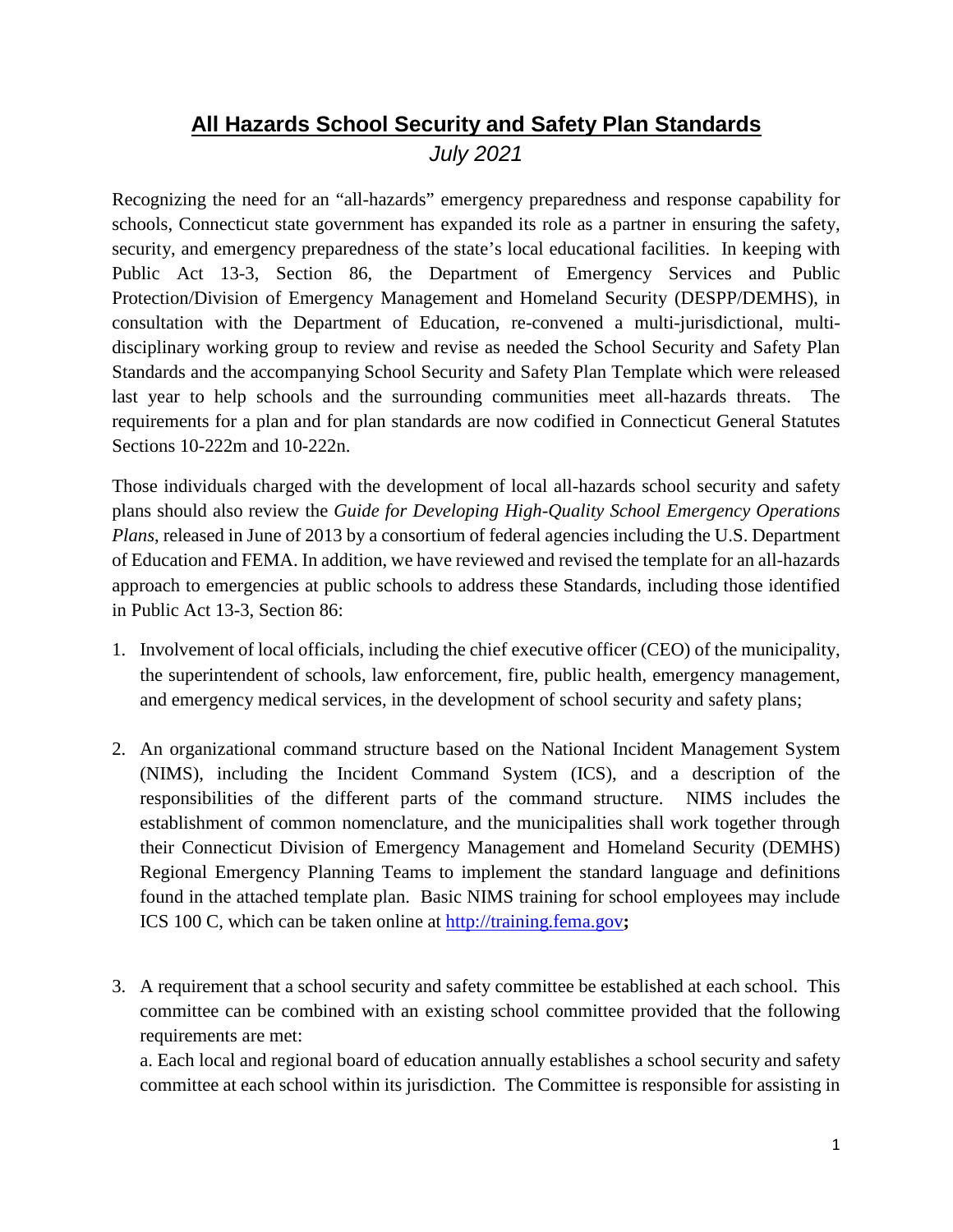# **All Hazards School Security and Safety Plan Standards**

*July 2021*

Recognizing the need for an "all-hazards" emergency preparedness and response capability for schools, Connecticut state government has expanded its role as a partner in ensuring the safety, security, and emergency preparedness of the state's local educational facilities. In keeping with Public Act 13-3, Section 86, the Department of Emergency Services and Public Protection/Division of Emergency Management and Homeland Security (DESPP/DEMHS), in consultation with the Department of Education, re-convened a multi-jurisdictional, multi-disciplinary working group to review and revise as needed the School Security and Safety Plan Standards and the accompanying School Security and Safety Plan Template which were released last year to help schools and the surrounding communities meet all-hazards threats. The requirements for a plan and for plan standards are now codified in Connecticut General Statutes Sections 10-222m and 10-222n.

Those individuals charged with the development of local all-hazards school security and safety plans should also review the *Guide for Developing High-Quality School Emergency Operations Plans*, released in June of 2013 by a consortium of federal agencies including the U.S. Department of Education and FEMA. In addition, we have reviewed and revised the template for an all-hazards approach to emergencies at public schools to address these Standards, including those identified in Public Act 13-3, Section 86:

1. Involvement of local officials, including the chief executive officer (CEO) of the municipality, the superintendent of schools, law enforcement, fire, public health, emergency management, and emergency medical services, in the development of school security and safety plans;

2. An organizational command structure based on the National Incident Management System (NIMS), including the Incident Command System (ICS), and a description of the responsibilities of the different parts of the command structure. NIMS includes the establishment of common nomenclature, and the municipalities shall work together through their Connecticut Division of Emergency Management and Homeland Security (DEMHS) Regional Emergency Planning Teams to implement the standard language and definitions found in the attached template plan. Basic NIMS training for school employees may include ICS 100 C, which can be taken online at [http://training.fema.gov](http://training.fema.gov)**;**

3. A requirement that a school security and safety committee be established at each school. This committee can be combined with an existing school committee provided that the following requirements are met:

   a. Each local and regional board of education annually establishes a school security and safety committee at each school within its jurisdiction. The Committee is responsible for assisting in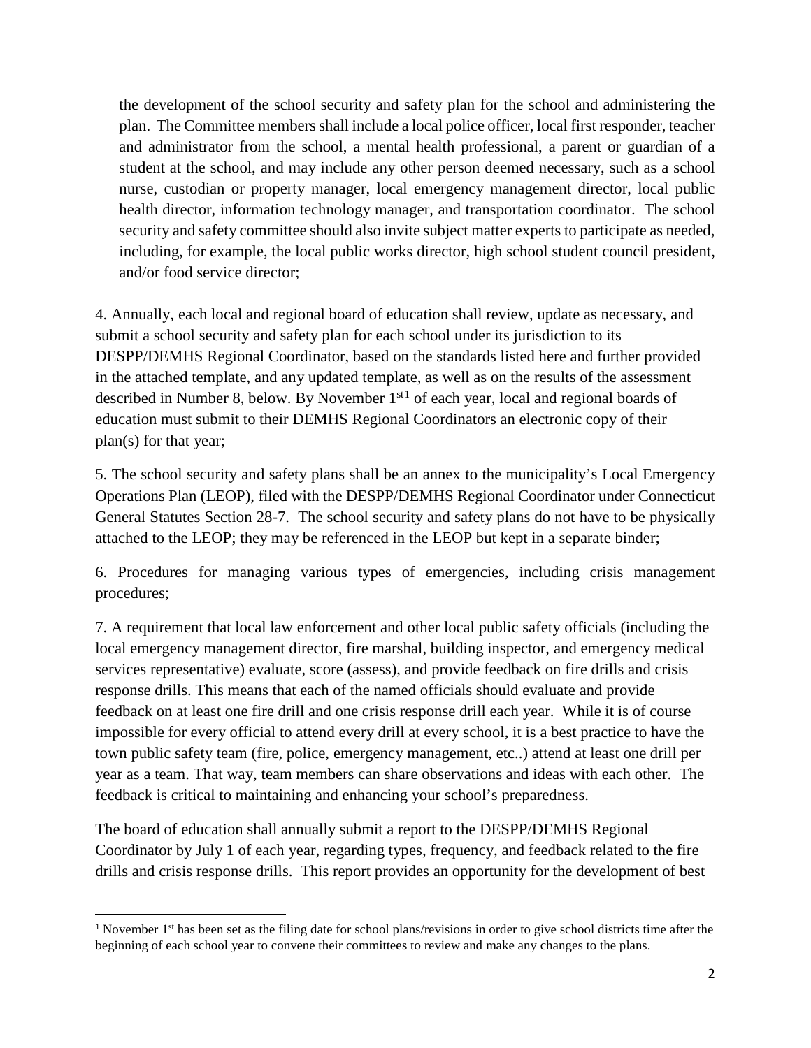the development of the school security and safety plan for the school and administering the plan. The Committee members shall include a local police officer, local first responder, teacher and administrator from the school, a mental health professional, a parent or guardian of a student at the school, and may include any other person deemed necessary, such as a school nurse, custodian or property manager, local emergency management director, local public health director, information technology manager, and transportation coordinator. The school security and safety committee should also invite subject matter experts to participate as needed, including, for example, the local public works director, high school student council president, and/or food service director;

4. Annually, each local and regional board of education shall review, update as necessary, and submit a school security and safety plan for each school under its jurisdiction to its DESPP/DEMHS Regional Coordinator, based on the standards listed here and further provided in the attached template, and any updated template, as well as on the results of the assessment described in Number 8, below. By November 1st[1] of each year, local and regional boards of education must submit to their DEMHS Regional Coordinators an electronic copy of their plan(s) for that year;

5. The school security and safety plans shall be an annex to the municipality's Local Emergency Operations Plan (LEOP), filed with the DESPP/DEMHS Regional Coordinator under Connecticut General Statutes Section 28-7. The school security and safety plans do not have to be physically attached to the LEOP; they may be referenced in the LEOP but kept in a separate binder;

6. Procedures for managing various types of emergencies, including crisis management procedures;

7. A requirement that local law enforcement and other local public safety officials (including the local emergency management director, fire marshal, building inspector, and emergency medical services representative) evaluate, score (assess), and provide feedback on fire drills and crisis response drills. This means that each of the named officials should evaluate and provide feedback on at least one fire drill and one crisis response drill each year. While it is of course impossible for every official to attend every drill at every school, it is a best practice to have the town public safety team (fire, police, emergency management, etc..) attend at least one drill per year as a team. That way, team members can share observations and ideas with each other. The feedback is critical to maintaining and enhancing your school's preparedness.

The board of education shall annually submit a report to the DESPP/DEMHS Regional Coordinator by July 1 of each year, regarding types, frequency, and feedback related to the fire drills and crisis response drills. This report provides an opportunity for the development of best

[1] November 1st has been set as the filing date for school plans/revisions in order to give school districts time after the beginning of each school year to convene their committees to review and make any changes to the plans.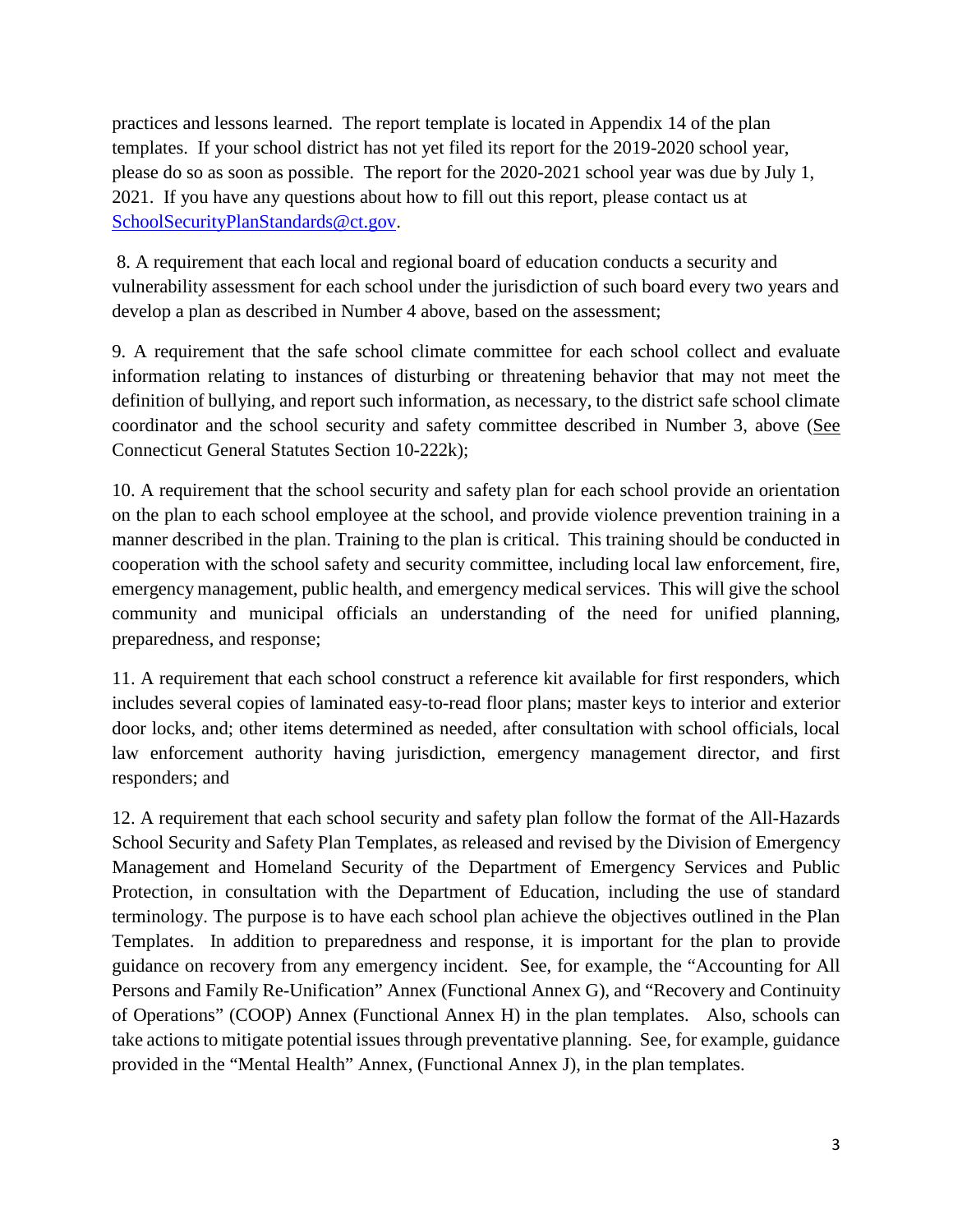practices and lessons learned. The report template is located in Appendix 14 of the plan templates. If your school district has not yet filed its report for the 2019-2020 school year, please do so as soon as possible. The report for the 2020-2021 school year was due by July 1, 2021. If you have any questions about how to fill out this report, please contact us at [SchoolSecurityPlanStandards@ct.gov](mailto:SchoolSecurityPlanStandards@ct.gov).

8. A requirement that each local and regional board of education conducts a security and vulnerability assessment for each school under the jurisdiction of such board every two years and develop a plan as described in Number 4 above, based on the assessment;

9. A requirement that the safe school climate committee for each school collect and evaluate information relating to instances of disturbing or threatening behavior that may not meet the definition of bullying, and report such information, as necessary, to the district safe school climate coordinator and the school security and safety committee described in Number 3, above (See Connecticut General Statutes Section 10-222k);

10. A requirement that the school security and safety plan for each school provide an orientation on the plan to each school employee at the school, and provide violence prevention training in a manner described in the plan. Training to the plan is critical. This training should be conducted in cooperation with the school safety and security committee, including local law enforcement, fire, emergency management, public health, and emergency medical services. This will give the school community and municipal officials an understanding of the need for unified planning, preparedness, and response;

11. A requirement that each school construct a reference kit available for first responders, which includes several copies of laminated easy-to-read floor plans; master keys to interior and exterior door locks, and; other items determined as needed, after consultation with school officials, local law enforcement authority having jurisdiction, emergency management director, and first responders; and

12. A requirement that each school security and safety plan follow the format of the All-Hazards School Security and Safety Plan Templates, as released and revised by the Division of Emergency Management and Homeland Security of the Department of Emergency Services and Public Protection, in consultation with the Department of Education, including the use of standard terminology. The purpose is to have each school plan achieve the objectives outlined in the Plan Templates. In addition to preparedness and response, it is important for the plan to provide guidance on recovery from any emergency incident. See, for example, the "Accounting for All Persons and Family Re-Unification" Annex (Functional Annex G), and "Recovery and Continuity of Operations" (COOP) Annex (Functional Annex H) in the plan templates. Also, schools can take actions to mitigate potential issues through preventative planning. See, for example, guidance provided in the "Mental Health" Annex, (Functional Annex J), in the plan templates.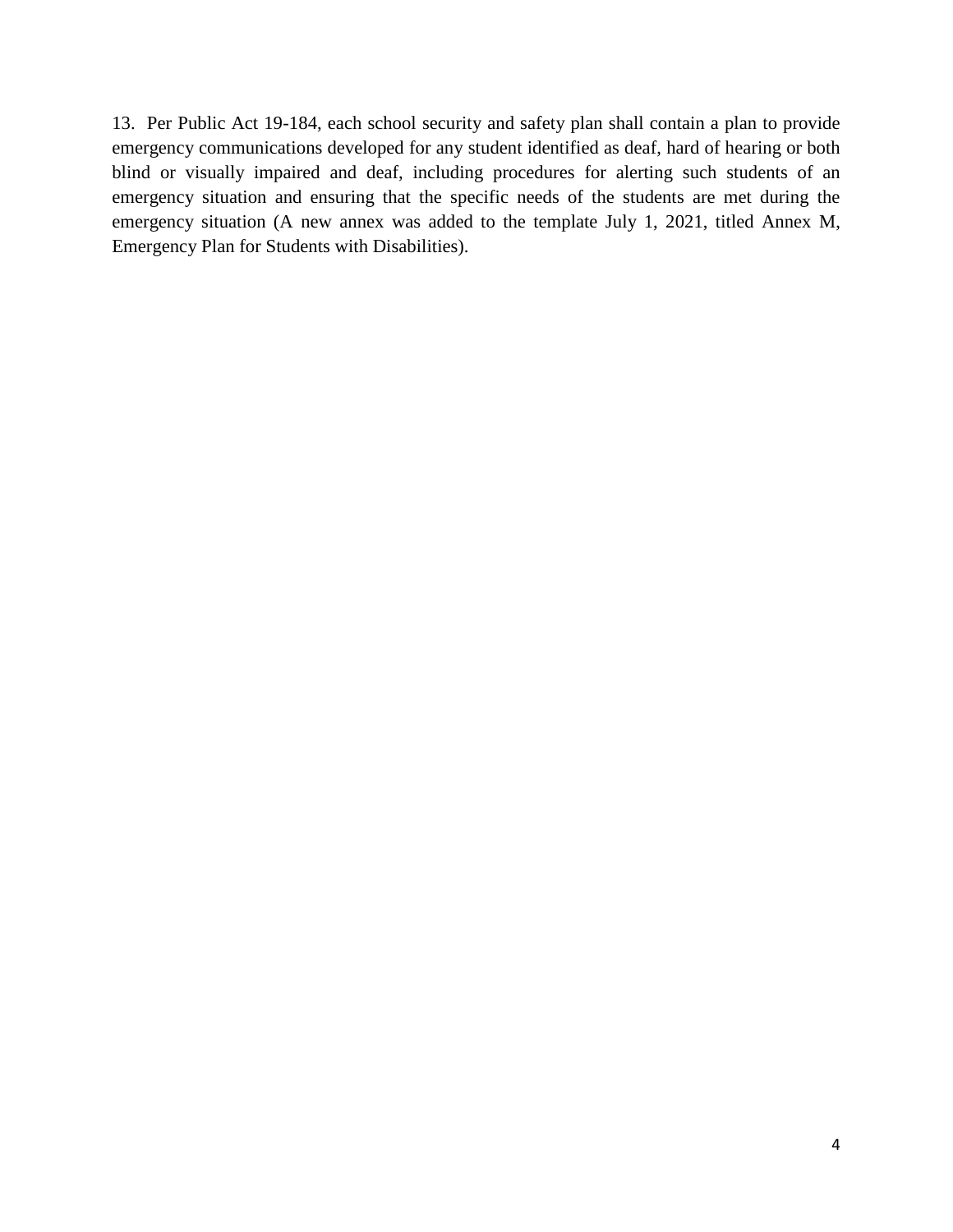13. Per Public Act 19-184, each school security and safety plan shall contain a plan to provide emergency communications developed for any student identified as deaf, hard of hearing or both blind or visually impaired and deaf, including procedures for alerting such students of an emergency situation and ensuring that the specific needs of the students are met during the emergency situation (A new annex was added to the template July 1, 2021, titled Annex M, Emergency Plan for Students with Disabilities).